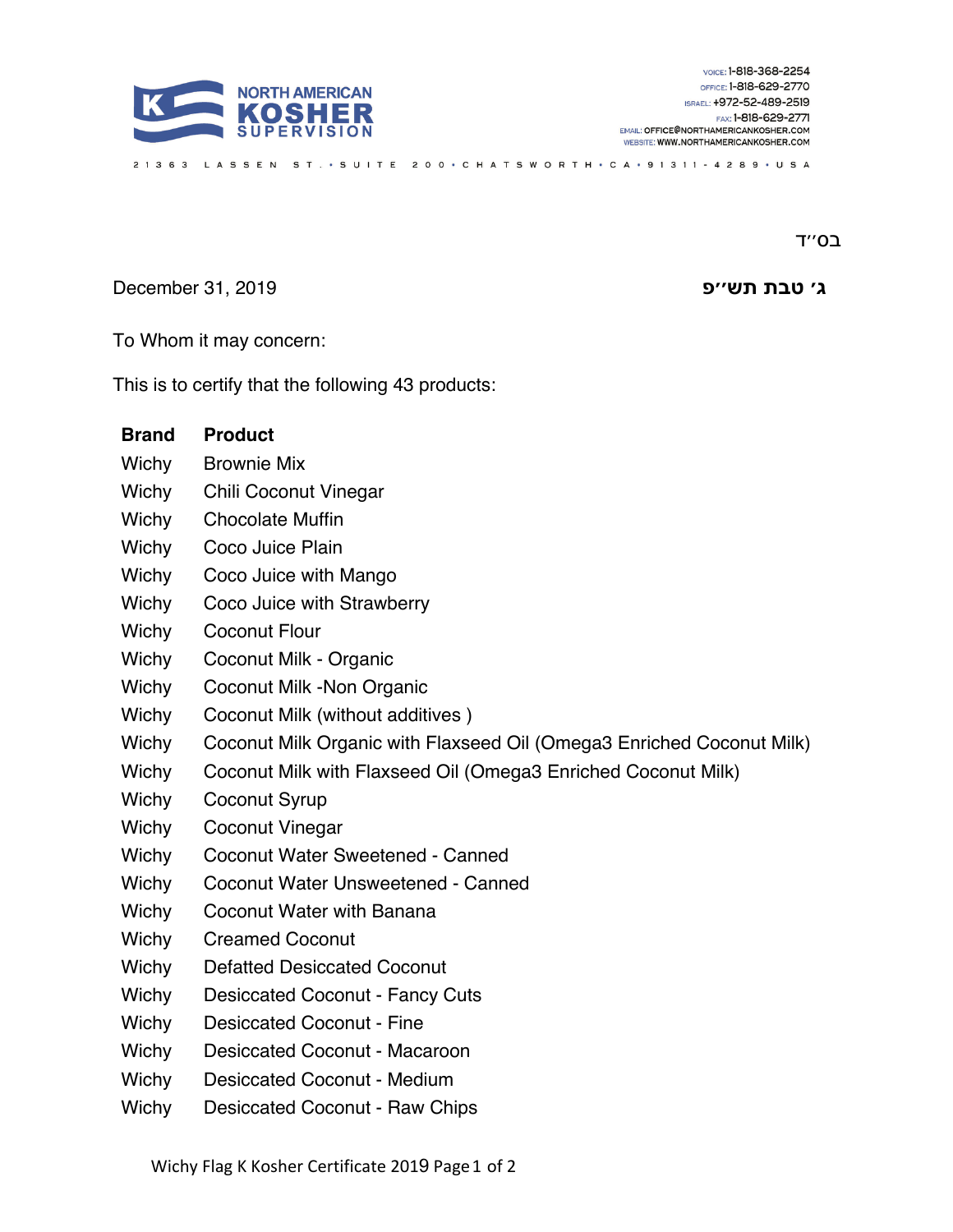NORTH AMERICAN KOSHER SUPERVISION

VOICE: 1-818-368-2254
OFFICE: 1-818-629-2770
ISRAEL: +972-52-489-2519
FAX: 1-818-629-2771
EMAIL: OFFICE@NORTHAMERICANKOSHER.COM
WEBSITE: WWW.NORTHAMERICANKOSHER.COM

21363 LASSEN ST. • SUITE 200 • CHATSWORTH • CA • 91311-4289 • USA

בס״ד

December 31, 2019

**ג׳ טבת תש״פ**

To Whom it may concern:

This is to certify that the following 43 products:

| **Brand** | **Product** |
|---|---|
| Wichy | Brownie Mix |
| Wichy | Chili Coconut Vinegar |
| Wichy | Chocolate Muffin |
| Wichy | Coco Juice Plain |
| Wichy | Coco Juice with Mango |
| Wichy | Coco Juice with Strawberry |
| Wichy | Coconut Flour |
| Wichy | Coconut Milk - Organic |
| Wichy | Coconut Milk -Non Organic |
| Wichy | Coconut Milk (without additives ) |
| Wichy | Coconut Milk Organic with Flaxseed Oil (Omega3 Enriched Coconut Milk) |
| Wichy | Coconut Milk with Flaxseed Oil (Omega3 Enriched Coconut Milk) |
| Wichy | Coconut Syrup |
| Wichy | Coconut Vinegar |
| Wichy | Coconut Water Sweetened - Canned |
| Wichy | Coconut Water Unsweetened - Canned |
| Wichy | Coconut Water with Banana |
| Wichy | Creamed Coconut |
| Wichy | Defatted Desiccated Coconut |
| Wichy | Desiccated Coconut - Fancy Cuts |
| Wichy | Desiccated Coconut - Fine |
| Wichy | Desiccated Coconut - Macaroon |
| Wichy | Desiccated Coconut - Medium |
| Wichy | Desiccated Coconut - Raw Chips |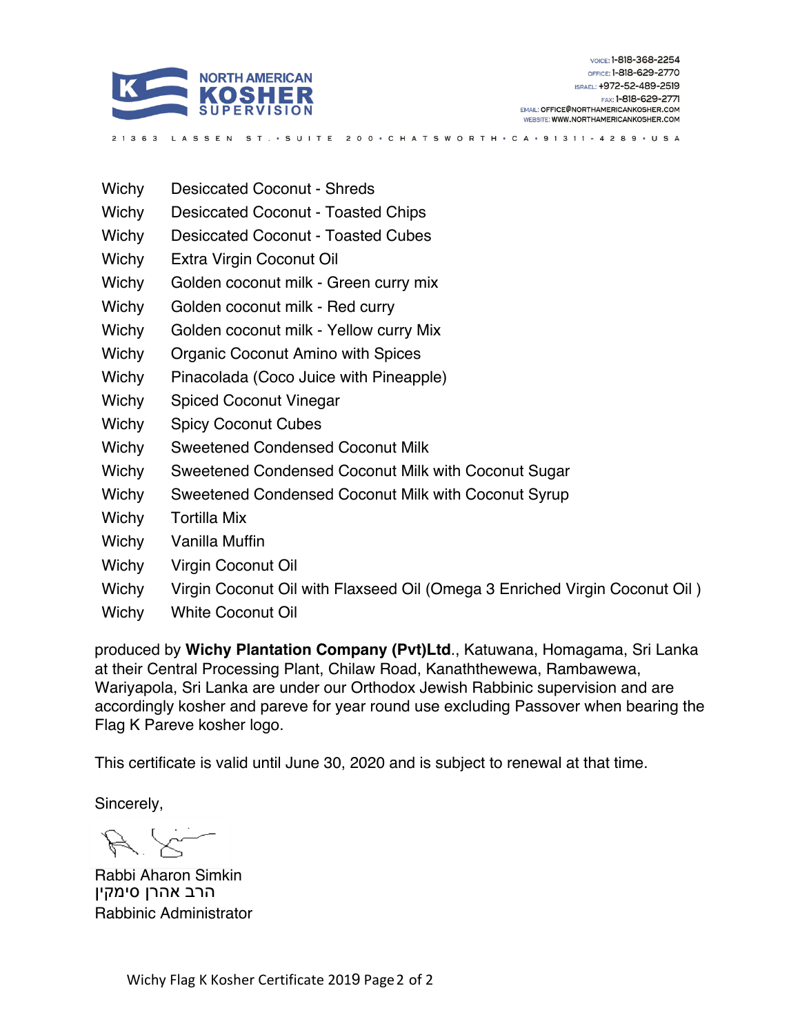NORTH AMERICAN KOSHER SUPERVISION

VOICE: 1-818-368-2254
OFFICE: 1-818-629-2770
ISRAEL: +972-52-489-2519
FAX: 1-818-629-2771
EMAIL: OFFICE@NORTHAMERICANKOSHER.COM
WEBSITE: WWW.NORTHAMERICANKOSHER.COM

21363 LASSEN ST. • SUITE 200 • CHATSWORTH • CA • 91311-4289 • USA

| | |
|---|---|
| Wichy | Desiccated Coconut - Shreds |
| Wichy | Desiccated Coconut - Toasted Chips |
| Wichy | Desiccated Coconut - Toasted Cubes |
| Wichy | Extra Virgin Coconut Oil |
| Wichy | Golden coconut milk - Green curry mix |
| Wichy | Golden coconut milk - Red curry |
| Wichy | Golden coconut milk - Yellow curry Mix |
| Wichy | Organic Coconut Amino with Spices |
| Wichy | Pinacolada (Coco Juice with Pineapple) |
| Wichy | Spiced Coconut Vinegar |
| Wichy | Spicy Coconut Cubes |
| Wichy | Sweetened Condensed Coconut Milk |
| Wichy | Sweetened Condensed Coconut Milk with Coconut Sugar |
| Wichy | Sweetened Condensed Coconut Milk with Coconut Syrup |
| Wichy | Tortilla Mix |
| Wichy | Vanilla Muffin |
| Wichy | Virgin Coconut Oil |
| Wichy | Virgin Coconut Oil with Flaxseed Oil (Omega 3 Enriched Virgin Coconut Oil ) |
| Wichy | White Coconut Oil |

produced by **Wichy Plantation Company (Pvt)Ltd**., Katuwana, Homagama, Sri Lanka at their Central Processing Plant, Chilaw Road, Kanaththewewa, Rambawewa, Wariyapola, Sri Lanka are under our Orthodox Jewish Rabbinic supervision and are accordingly kosher and pareve for year round use excluding Passover when bearing the Flag K Pareve kosher logo.

This certificate is valid until June 30, 2020 and is subject to renewal at that time.

Sincerely,

Rabbi Aharon Simkin
הרב אהרן סימקין
Rabbinic Administrator